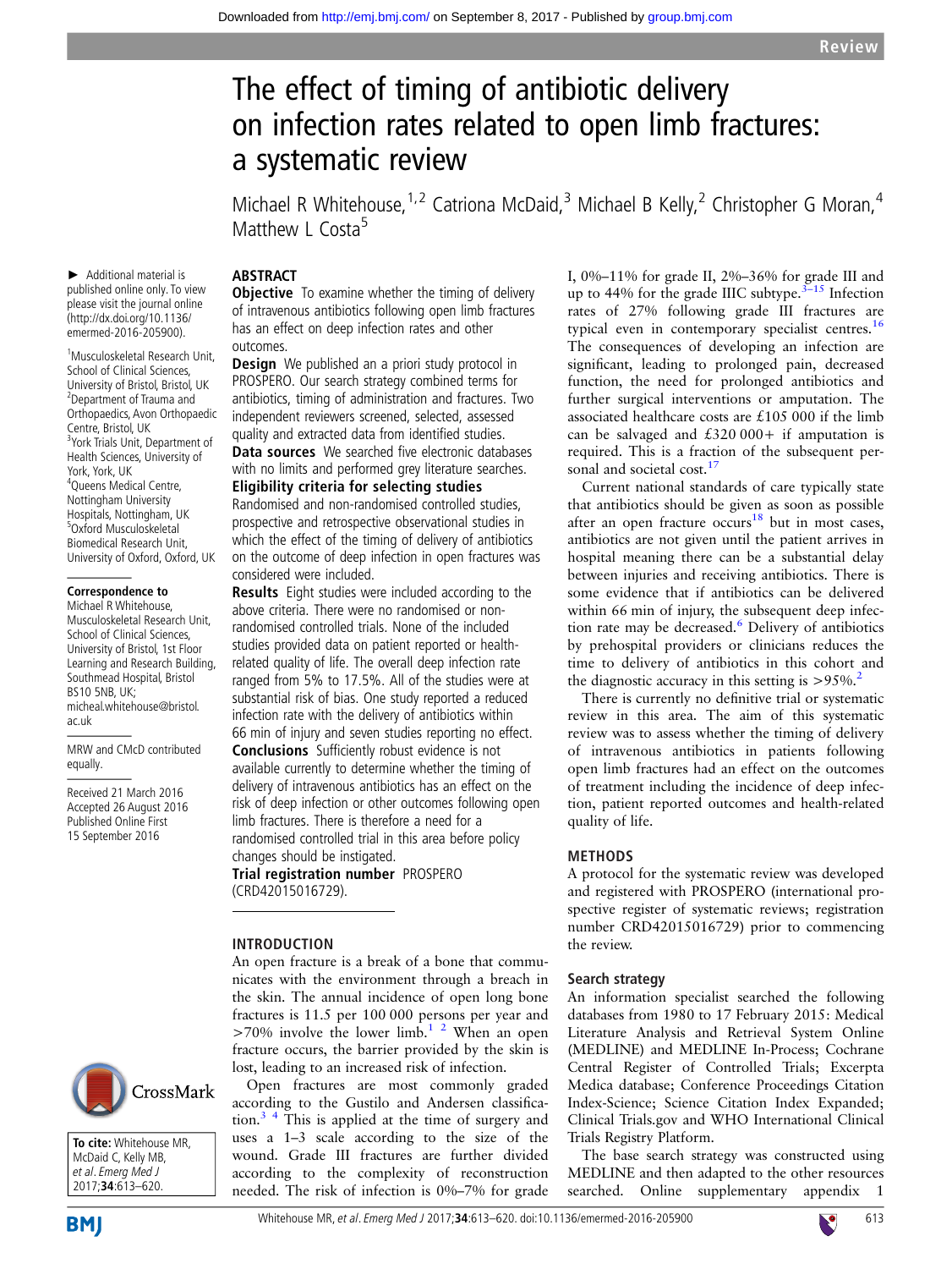Review

# The effect of timing of antibiotic delivery on infection rates related to open limb fractures: a systematic review

Michael R Whitehouse,[1,2] Catriona McDaid,[3] Michael B Kelly,[2] Christopher G Moran,[4] Matthew L Costa[5]

► Additional material is published online only. To view please visit the journal online (http://dx.doi.org/10.1136/emermed-2016-205900).

[1]Musculoskeletal Research Unit, School of Clinical Sciences, University of Bristol, Bristol, UK
[2]Department of Trauma and Orthopaedics, Avon Orthopaedic Centre, Bristol, UK
[3]York Trials Unit, Department of Health Sciences, University of York, York, UK
[4]Queens Medical Centre, Nottingham University Hospitals, Nottingham, UK
[5]Oxford Musculoskeletal Biomedical Research Unit, University of Oxford, Oxford, UK

**Correspondence to**
Michael R Whitehouse, Musculoskeletal Research Unit, School of Clinical Sciences, University of Bristol, 1st Floor Learning and Research Building, Southmead Hospital, Bristol BS10 5NB, UK; micheal.whitehouse@bristol.ac.uk

MRW and CMcD contributed equally.

Received 21 March 2016
Accepted 26 August 2016
Published Online First 15 September 2016

**To cite:** Whitehouse MR, McDaid C, Kelly MB, *et al. Emerg Med J* 2017;**34**:613–620.

## ABSTRACT

**Objective** To examine whether the timing of delivery of intravenous antibiotics following open limb fractures has an effect on deep infection rates and other outcomes.

**Design** We published an a priori study protocol in PROSPERO. Our search strategy combined terms for antibiotics, timing of administration and fractures. Two independent reviewers screened, selected, assessed quality and extracted data from identified studies.

**Data sources** We searched five electronic databases with no limits and performed grey literature searches.

**Eligibility criteria for selecting studies** Randomised and non-randomised controlled studies, prospective and retrospective observational studies in which the effect of the timing of delivery of antibiotics on the outcome of deep infection in open fractures was considered were included.

**Results** Eight studies were included according to the above criteria. There were no randomised or non-randomised controlled trials. None of the included studies provided data on patient reported or health-related quality of life. The overall deep infection rate ranged from 5% to 17.5%. All of the studies were at substantial risk of bias. One study reported a reduced infection rate with the delivery of antibiotics within 66 min of injury and seven studies reporting no effect.

**Conclusions** Sufficiently robust evidence is not available currently to determine whether the timing of delivery of intravenous antibiotics has an effect on the risk of deep infection or other outcomes following open limb fractures. There is therefore a need for a randomised controlled trial in this area before policy changes should be instigated.

**Trial registration number** PROSPERO (CRD42015016729).

## INTRODUCTION

An open fracture is a break of a bone that communicates with the environment through a breach in the skin. The annual incidence of open long bone fractures is 11.5 per 100 000 persons per year and >70% involve the lower limb.[1,2] When an open fracture occurs, the barrier provided by the skin is lost, leading to an increased risk of infection.

Open fractures are most commonly graded according to the Gustilo and Andersen classification.[3,4] This is applied at the time of surgery and uses a 1–3 scale according to the size of the wound. Grade III fractures are further divided according to the complexity of reconstruction needed. The risk of infection is 0%–7% for grade I, 0%–11% for grade II, 2%–36% for grade III and up to 44% for the grade IIIC subtype.[3–15] Infection rates of 27% following grade III fractures are typical even in contemporary specialist centres.[16] The consequences of developing an infection are significant, leading to prolonged pain, decreased function, the need for prolonged antibiotics and further surgical interventions or amputation. The associated healthcare costs are £105 000 if the limb can be salvaged and £320 000+ if amputation is required. This is a fraction of the subsequent personal and societal cost.[17]

Current national standards of care typically state that antibiotics should be given as soon as possible after an open fracture occurs[18] but in most cases, antibiotics are not given until the patient arrives in hospital meaning there can be a substantial delay between injuries and receiving antibiotics. There is some evidence that if antibiotics can be delivered within 66 min of injury, the subsequent deep infection rate may be decreased.[6] Delivery of antibiotics by prehospital providers or clinicians reduces the time to delivery of antibiotics in this cohort and the diagnostic accuracy in this setting is >95%.[2]

There is currently no definitive trial or systematic review in this area. The aim of this systematic review was to assess whether the timing of delivery of intravenous antibiotics in patients following open limb fractures had an effect on the outcomes of treatment including the incidence of deep infection, patient reported outcomes and health-related quality of life.

## METHODS

A protocol for the systematic review was developed and registered with PROSPERO (international prospective register of systematic reviews; registration number CRD42015016729) prior to commencing the review.

### Search strategy

An information specialist searched the following databases from 1980 to 17 February 2015: Medical Literature Analysis and Retrieval System Online (MEDLINE) and MEDLINE In-Process; Cochrane Central Register of Controlled Trials; Excerpta Medica database; Conference Proceedings Citation Index-Science; Science Citation Index Expanded; Clinical Trials.gov and WHO International Clinical Trials Registry Platform.

The base search strategy was constructed using MEDLINE and then adapted to the other resources searched. Online supplementary appendix 1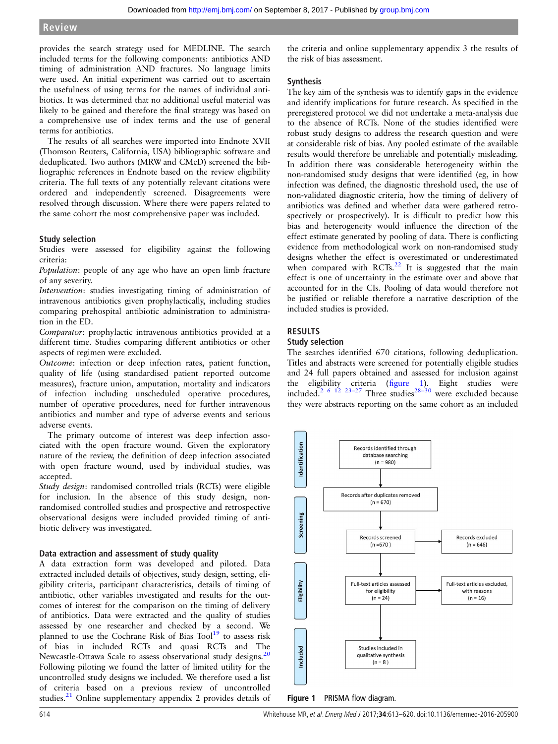provides the search strategy used for MEDLINE. The search included terms for the following components: antibiotics AND timing of administration AND fractures. No language limits were used. An initial experiment was carried out to ascertain the usefulness of using terms for the names of individual antibiotics. It was determined that no additional useful material was likely to be gained and therefore the final strategy was based on a comprehensive use of index terms and the use of general terms for antibiotics.

The results of all searches were imported into Endnote XVII (Thomson Reuters, California, USA) bibliographic software and deduplicated. Two authors (MRW and CMcD) screened the bibliographic references in Endnote based on the review eligibility criteria. The full texts of any potentially relevant citations were ordered and independently screened. Disagreements were resolved through discussion. Where there were papers related to the same cohort the most comprehensive paper was included.

### Study selection

Studies were assessed for eligibility against the following criteria:

*Population*: people of any age who have an open limb fracture of any severity.

*Intervention*: studies investigating timing of administration of intravenous antibiotics given prophylactically, including studies comparing prehospital antibiotic administration to administration in the ED.

*Comparator*: prophylactic intravenous antibiotics provided at a different time. Studies comparing different antibiotics or other aspects of regimen were excluded.

*Outcome*: infection or deep infection rates, patient function, quality of life (using standardised patient reported outcome measures), fracture union, amputation, mortality and indicators of infection including unscheduled operative procedures, number of operative procedures, need for further intravenous antibiotics and number and type of adverse events and serious adverse events.

The primary outcome of interest was deep infection associated with the open fracture wound. Given the exploratory nature of the review, the definition of deep infection associated with open fracture wound, used by individual studies, was accepted.

*Study design*: randomised controlled trials (RCTs) were eligible for inclusion. In the absence of this study design, non-randomised controlled studies and prospective and retrospective observational designs were included provided timing of antibiotic delivery was investigated.

### Data extraction and assessment of study quality

A data extraction form was developed and piloted. Data extracted included details of objectives, study design, setting, eligibility criteria, participant characteristics, details of timing of antibiotic, other variables investigated and results for the outcomes of interest for the comparison on the timing of delivery of antibiotics. Data were extracted and the quality of studies assessed by one researcher and checked by a second. We planned to use the Cochrane Risk of Bias Tool[19] to assess risk of bias in included RCTs and quasi RCTs and The Newcastle-Ottawa Scale to assess observational study designs.[20] Following piloting we found the latter of limited utility for the uncontrolled study designs we included. We therefore used a list of criteria based on a previous review of uncontrolled studies.[21] Online supplementary appendix 2 provides details of the criteria and online supplementary appendix 3 the results of the risk of bias assessment.

### Synthesis

The key aim of the synthesis was to identify gaps in the evidence and identify implications for future research. As specified in the preregistered protocol we did not undertake a meta-analysis due to the absence of RCTs. None of the studies identified were robust study designs to address the research question and were at considerable risk of bias. Any pooled estimate of the available results would therefore be unreliable and potentially misleading. In addition there was considerable heterogeneity within the non-randomised study designs that were identified (eg, in how infection was defined, the diagnostic threshold used, the use of non-validated diagnostic criteria, how the timing of delivery of antibiotics was defined and whether data were gathered retrospectively or prospectively). It is difficult to predict how this bias and heterogeneity would influence the direction of the effect estimate generated by pooling of data. There is conflicting evidence from methodological work on non-randomised study designs whether the effect is overestimated or underestimated when compared with RCTs.[22] It is suggested that the main effect is one of uncertainty in the estimate over and above that accounted for in the CIs. Pooling of data would therefore not be justified or reliable therefore a narrative description of the included studies is provided.

## RESULTS

### Study selection

The searches identified 670 citations, following deduplication. Titles and abstracts were screened for potentially eligible studies and 24 full papers obtained and assessed for inclusion against the eligibility criteria (figure 1). Eight studies were included.[2 6 12 23–27] Three studies[28–30] were excluded because they were abstracts reporting on the same cohort as an included

Identification: Records identified through database searching (n = 980)
→ Records after duplicates removed (n = 670)
Screening: Records screened (n = 670) → Records excluded (n = 646)
Eligibility: Full-text articles assessed for eligibility (n = 24) → Full-text articles excluded, with reasons (n = 16)
Included: Studies included in qualitative synthesis (n = 8)

**Figure 1** PRISMA flow diagram.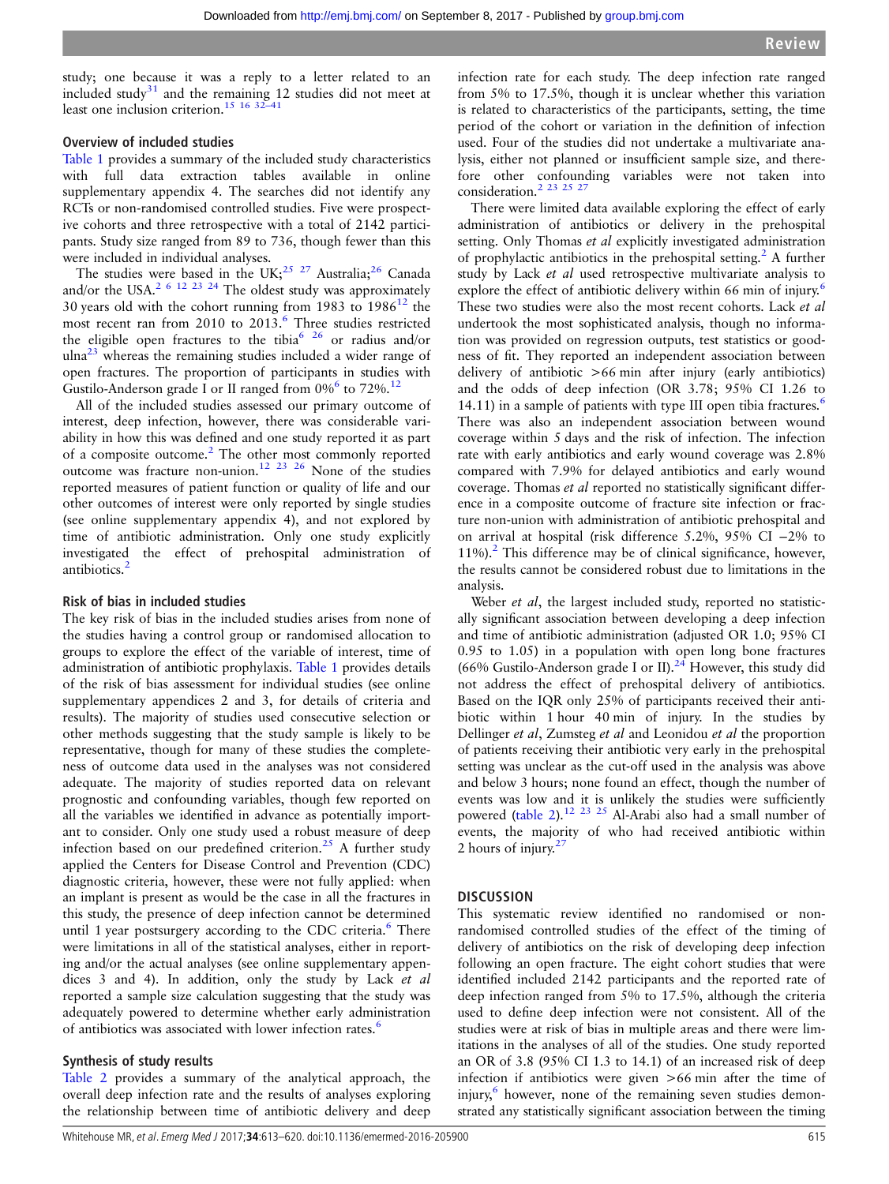study; one because it was a reply to a letter related to an included study[31] and the remaining 12 studies did not meet at least one inclusion criterion.[15 16 32–41]

### Overview of included studies

Table 1 provides a summary of the included study characteristics with full data extraction tables available in online supplementary appendix 4. The searches did not identify any RCTs or non-randomised controlled studies. Five were prospective cohorts and three retrospective with a total of 2142 participants. Study size ranged from 89 to 736, though fewer than this were included in individual analyses.

The studies were based in the UK;[25 27] Australia;[26] Canada and/or the USA.[2 6 12 23 24] The oldest study was approximately 30 years old with the cohort running from 1983 to 1986[12] the most recent ran from 2010 to 2013.[6] Three studies restricted the eligible open fractures to the tibia[6 26] or radius and/or ulna[23] whereas the remaining studies included a wider range of open fractures. The proportion of participants in studies with Gustilo-Anderson grade I or II ranged from 0%[6] to 72%.[12]

All of the included studies assessed our primary outcome of interest, deep infection, however, there was considerable variability in how this was defined and one study reported it as part of a composite outcome.[2] The other most commonly reported outcome was fracture non-union.[12 23 26] None of the studies reported measures of patient function or quality of life and our other outcomes of interest were only reported by single studies (see online supplementary appendix 4), and not explored by time of antibiotic administration. Only one study explicitly investigated the effect of prehospital administration of antibiotics.[2]

### Risk of bias in included studies

The key risk of bias in the included studies arises from none of the studies having a control group or randomised allocation to groups to explore the effect of the variable of interest, time of administration of antibiotic prophylaxis. Table 1 provides details of the risk of bias assessment for individual studies (see online supplementary appendices 2 and 3, for details of criteria and results). The majority of studies used consecutive selection or other methods suggesting that the study sample is likely to be representative, though for many of these studies the completeness of outcome data used in the analyses was not considered adequate. The majority of studies reported data on relevant prognostic and confounding variables, though few reported on all the variables we identified in advance as potentially important to consider. Only one study used a robust measure of deep infection based on our predefined criterion.[25] A further study applied the Centers for Disease Control and Prevention (CDC) diagnostic criteria, however, these were not fully applied: when an implant is present as would be the case in all the fractures in this study, the presence of deep infection cannot be determined until 1 year postsurgery according to the CDC criteria.[6] There were limitations in all of the statistical analyses, either in reporting and/or the actual analyses (see online supplementary appendices 3 and 4). In addition, only the study by Lack *et al* reported a sample size calculation suggesting that the study was adequately powered to determine whether early administration of antibiotics was associated with lower infection rates.[6]

### Synthesis of study results

Table 2 provides a summary of the analytical approach, the overall deep infection rate and the results of analyses exploring the relationship between time of antibiotic delivery and deep infection rate for each study. The deep infection rate ranged from 5% to 17.5%, though it is unclear whether this variation is related to characteristics of the participants, setting, the time period of the cohort or variation in the definition of infection used. Four of the studies did not undertake a multivariate analysis, either not planned or insufficient sample size, and therefore other confounding variables were not taken into consideration.[2 23 25 27]

There were limited data available exploring the effect of early administration of antibiotics or delivery in the prehospital setting. Only Thomas *et al* explicitly investigated administration of prophylactic antibiotics in the prehospital setting.[2] A further study by Lack *et al* used retrospective multivariate analysis to explore the effect of antibiotic delivery within 66 min of injury.[6] These two studies were also the most recent cohorts. Lack *et al* undertook the most sophisticated analysis, though no information was provided on regression outputs, test statistics or goodness of fit. They reported an independent association between delivery of antibiotic >66 min after injury (early antibiotics) and the odds of deep infection (OR 3.78; 95% CI 1.26 to 14.11) in a sample of patients with type III open tibia fractures.[6] There was also an independent association between wound coverage within 5 days and the risk of infection. The infection rate with early antibiotics and early wound coverage was 2.8% compared with 7.9% for delayed antibiotics and early wound coverage. Thomas *et al* reported no statistically significant difference in a composite outcome of fracture site infection or fracture non-union with administration of antibiotic prehospital and on arrival at hospital (risk difference 5.2%, 95% CI −2% to 11%).[2] This difference may be of clinical significance, however, the results cannot be considered robust due to limitations in the analysis.

Weber *et al*, the largest included study, reported no statistically significant association between developing a deep infection and time of antibiotic administration (adjusted OR 1.0; 95% CI 0.95 to 1.05) in a population with open long bone fractures (66% Gustilo-Anderson grade I or II).[24] However, this study did not address the effect of prehospital delivery of antibiotics. Based on the IQR only 25% of participants received their antibiotic within 1 hour 40 min of injury. In the studies by Dellinger *et al*, Zumsteg *et al* and Leonidou *et al* the proportion of patients receiving their antibiotic very early in the prehospital setting was unclear as the cut-off used in the analysis was above and below 3 hours; none found an effect, though the number of events was low and it is unlikely the studies were sufficiently powered (table 2).[12 23 25] Al-Arabi also had a small number of events, the majority of who had received antibiotic within 2 hours of injury.[27]

## DISCUSSION

This systematic review identified no randomised or non-randomised controlled studies of the effect of the timing of delivery of antibiotics on the risk of developing deep infection following an open fracture. The eight cohort studies that were identified included 2142 participants and the reported rate of deep infection ranged from 5% to 17.5%, although the criteria used to define deep infection were not consistent. All of the studies were at risk of bias in multiple areas and there were limitations in the analyses of all of the studies. One study reported an OR of 3.8 (95% CI 1.3 to 14.1) of an increased risk of deep infection if antibiotics were given >66 min after the time of injury,[6] however, none of the remaining seven studies demonstrated any statistically significant association between the timing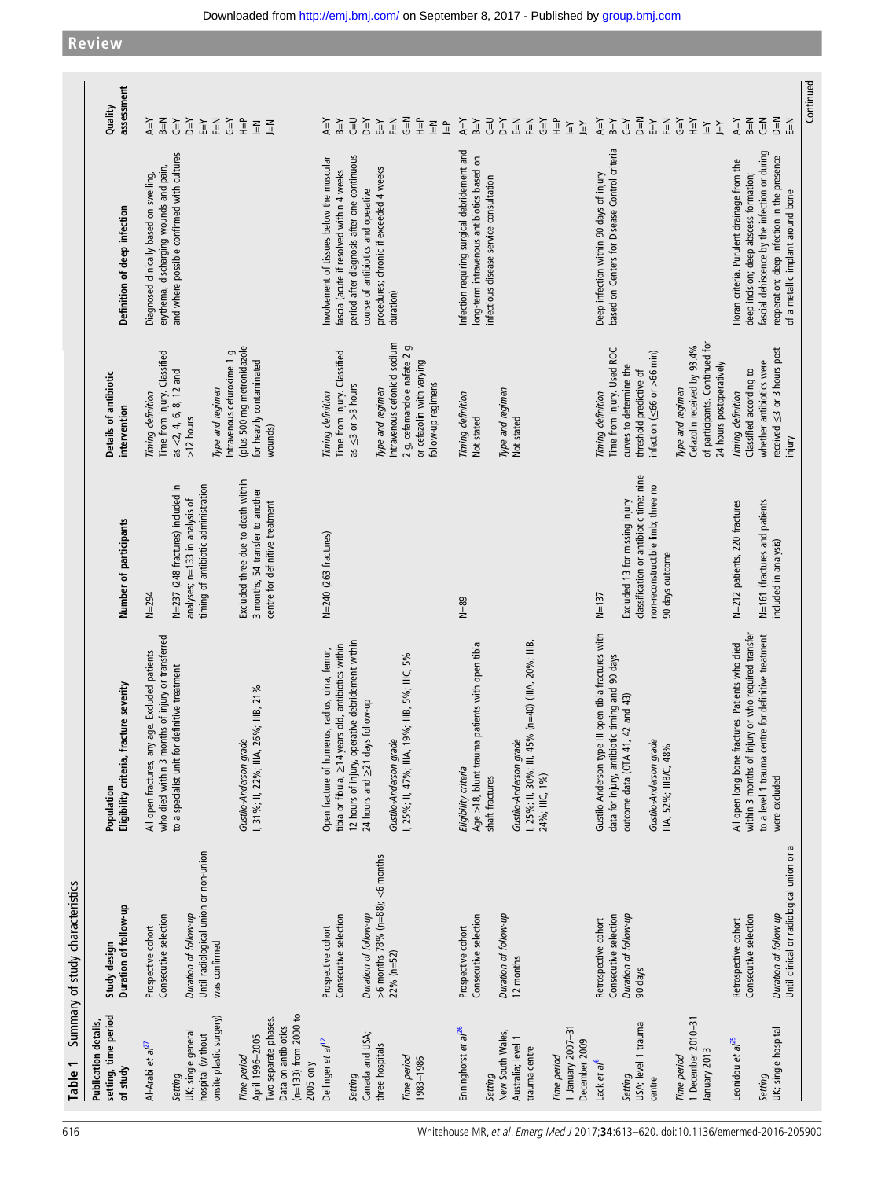## Review

**Table 1** Summary of study characteristics

| Publication details, setting, time period of study | Study design Duration of follow-up | Population Eligibility criteria, fracture severity | Number of participants | Details of antibiotic intervention | Definition of deep infection | Quality assessment |
|---|---|---|---|---|---|---|
| Al-Arabi *et al*[27] *Setting* UK; single general hospital (without onsite plastic surgery) *Time period* April 1996–2005 Two separate phases. Data on antibiotics (n=133) from 2000 to 2005 only | Prospective cohort Consecutive selection *Duration of follow-up* Until radiological union or non-union was confirmed | All open fractures, any age. Excluded patients who died within 3 months of injury or transferred to a specialist unit for definitive treatment *Gustilo-Anderson grade* I, 31%; II, 22%; IIIA, 26%; IIIB, 21% | N=294 N=237 (248 fractures) included in analyses; n=133 in analysis of timing of antibiotic administration Excluded three due to death within 3 months, 54 transfer to another centre for definitive treatment | *Timing definition* Time from injury. Classified as <2, 4, 6, 8, 12 and >12 hours *Type and regimen* Intravenous cefuroxime 1 g (plus 500 mg metronidazole for heavily contaminated wounds) | Diagnosed clinically based on swelling, erythema, discharging wounds and pain, and where possible confirmed with cultures | A=Y B=N C=Y D=Y E=Y F=N G=Y H=P I=N J=N |
| Dellinger *et al*[12] *Setting* Canada and USA; three hospitals *Time period* 1983–1986 | Prospective cohort Consecutive selection *Duration of follow-up* >6 months 78% (n=88); <6 months 22% (n=52) | Open fracture of humerus, radius, ulna, femur, tibia or fibula, ≥14 years old, antibiotics within 12 hours of injury, operative debridement within 24 hours and ≥21 days follow-up *Gustilo-Anderson grade* I, 25%; II, 47%; IIIA, 19%; IIIB, 5%; IIIC, 5% | N=240 (263 fractures) | *Timing definition* Time from injury. Classified as ≤3 or >3 hours *Type and regimen* Intravenous cefonicid sodium 2 g, cefamandole nafate 2 g or cefazolin with varying follow-up regimens | Involvement of tissues below the muscular fascia (acute if resolved within 4 weeks period after diagnosis after one continuous course of antibiotics and operative procedures; chronic if exceeded 4 weeks duration) | A=Y B=Y C=U D=Y E=Y F=N G=N H=P I=N J=P |
| Enninghorst *et al*[26] *Setting* New South Wales, Australia; level 1 trauma centre *Time period* 1 January 2007–31 December 2009 | Prospective cohort Consecutive selection *Duration of follow-up* 12 months | *Eligibility criteria* Age >18, blunt trauma patients with open tibia shaft fractures *Gustilo-Anderson grade* I, 25%; II, 30%; III, 45% (n=40) (IIIA, 20%; IIIB, 24%; IIIC, 1%) | N=89 | *Timing definition* Not stated *Type and regimen* Not stated | Infection requiring surgical debridement and long-term intravenous antibiotics based on infectious disease service consultation | A=Y B=Y C=U D=Y E=N F=N G=Y H=P I=Y J=Y |
| Lack *et al*[6] *Setting* USA; level 1 trauma centre *Time period* 1 December 2010–31 January 2013 | Retrospective cohort Consecutive selection *Duration of follow-up* 90 days | Gustilo-Anderson type III open tibia fractures with data for injury, antibiotic timing and 90 days outcome data (OTA 41, 42 and 43) *Gustilo-Anderson grade* IIIA, 52%; IIIB/C, 48% | N=137 Excluded 13 for missing injury classification or antibiotic time; nine non-reconstructible limb; three no 90 days outcome | *Timing definition* Time from injury. Used ROC curves to determine the threshold predictive of infection (≤66 or >66 min) *Type and regimen* Cefazolin received by 93.4% of participants. Continued for 24 hours postoperatively | Deep infection within 90 days of injury based on Centers for Disease Control criteria | A=Y B=Y C=Y D=N E=Y F=N G=Y H=Y I=Y J=Y |
| Leonidou *et al*[25] *Setting* UK; single hospital | Retrospective cohort Consecutive selection *Duration of follow-up* Until clinical or radiological union or a | All open long bone fractures. Patients who died within 3 months of injury or who required transfer to a level 1 trauma centre for definitive treatment were excluded | N=212 patients, 220 fractures N=161 (fractures and patients included in analysis) | *Timing definition* Classified according to whether antibiotics were received ≤3 or 3 hours post injury | Horan criteria. Purulent drainage from the deep incision; deep abscess formation; fascial dehiscence by the infection or during reoperation; deep infection in the presence of a metallic implant around bone | A=Y B=N C=N D=N E=N |

Continued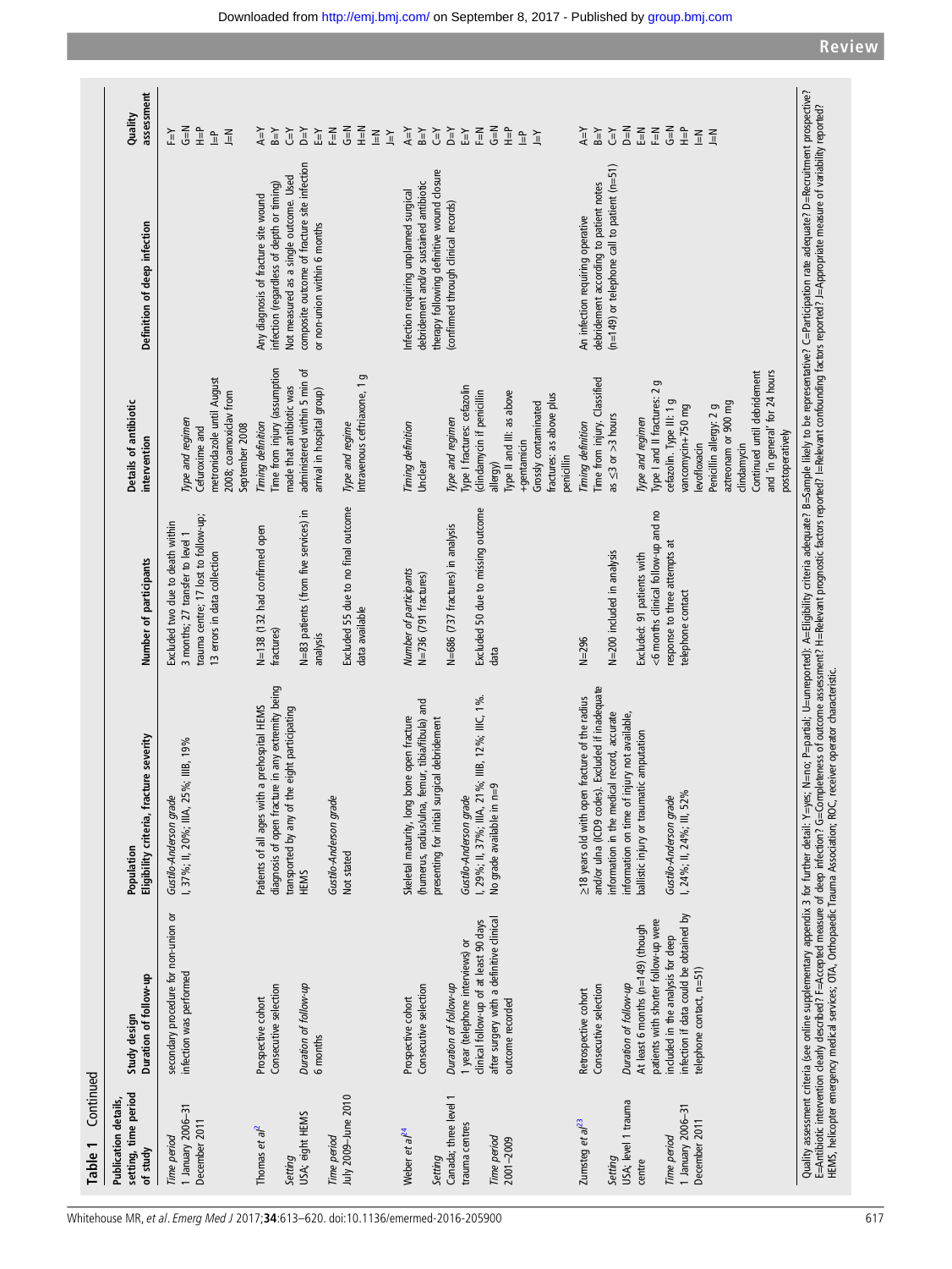**Table 1 Continued**

| Publication details, setting, time period of study | Study design Duration of follow-up | Population Eligibility criteria, fracture severity | Number of participants | Details of antibiotic intervention | Definition of deep infection | Quality assessment |
|---|---|---|---|---|---|---|
| *Time period* 1 January 2006–31 December 2011 | secondary procedure for non-union or infection was performed | *Gustilo-Anderson grade* I, 37%; II, 20%; IIIA, 25%; IIIB, 19% | Excluded two due to death within 3 months; 27 transfer to level 1 trauma centre; 17 lost to follow-up; 13 errors in data collection | *Type and regimen* Cefuroxime and metronidazole until August 2008; coamoxiclav from September 2008 | | F=Y G=N H=P I=P J=N |
| Thomas *et al*[2] *Setting* USA; eight HEMS *Time period* July 2009–June 2010 | Prospective cohort Consecutive selection *Duration of follow-up* 6 months | Patients of all ages with a prehospital HEMS diagnosis of open fracture in any extremity being transported by any of the eight participating HEMS *Gustilo-Anderson grade* Not stated | N=138 (132 had confirmed open fractures) N=83 patients (from five services) in analysis Excluded 55 due to no final outcome data available | *Timing definition* Time from injury (assumption made that antibiotic was administered within 5 min of arrival in hospital group) *Type and regime* Intravenous ceftriaxone, 1 g | Any diagnosis of fracture site wound infection (regardless of depth or timing) Not measured as a single outcome. Used composite outcome of fracture site infection or non-union within 6 months | A=Y B=Y C=Y D=Y E=Y F=N G=N H=N I=N J=Y |
| Weber *et al*[24] *Setting* Canada; three level 1 trauma centres *Time period* 2001–2009 | Prospective cohort Consecutive selection *Duration of follow-up* 1 year (telephone interviews) or clinical follow-up of at least 90 days after surgery with a definitive clinical outcome recorded | Skeletal maturity, long bone open fracture (humerus, radius/ulna, femur, tibia/fibula) and presenting for initial surgical debridement *Gustilo-Anderson grade* I, 29%; II, 37%; IIIA, 21%; IIIB, 12%; IIIC, 1%. No grade available in n=9 | *Number of participants* N=736 (791 fractures) N=686 (737 fractures) in analysis Excluded 50 due to missing outcome data | *Timing definition* Unclear *Type and regimen* Type I fractures: cefazolin (clindamycin if penicillin allergy) Type II and III: as above +gentamicin Grossly contaminated fractures: as above plus penicillin | Infection requiring unplanned surgical debridement and/or sustained antibiotic therapy following definitive wound closure (confirmed through clinical records) | A=Y B=Y C=Y D=Y E=Y F=N G=N H=P I=P J=Y |
| Zumsteg *et al*[23] *Setting* USA; level 1 trauma centre *Time period* 1 January 2006–31 December 2011 | Retrospective cohort Consecutive selection *Duration of follow-up* At least 6 months (n=149) (though patients with shorter follow-up were included in the analysis for deep infection if data could be obtained by telephone contact, n=51) | ≥18 years old with open fracture of the radius and/or ulna (ICD9 codes). Excluded if inadequate information in the medical record, accurate information on time of injury not available, ballistic injury or traumatic amputation *Gustilo-Anderson grade* I, 24%; II, 24%; III, 52% | N=296 N=200 included in analysis Excluded: 91 patients with <6 months clinical follow-up and no response to three attempts at telephone contact | *Timing definition* Time from injury. Classified as ≤3 or >3 hours *Type and regimen* Type I and II fractures: 2 g cefazolin. Type III: 1 g vancomycin+750 mg levofloxacin Penicillin allergy: 2 g aztreonam or 900 mg clindamycin Continued until debridement and 'in general' for 24 hours postoperatively | An infection requiring operative debridement according to patient notes (n=149) or telephone call to patient (n=51) | A=Y B=Y C=Y D=N E=N F=N G=N H=P I=N J=N |

Quality assessment criteria (see online supplementary appendix 3 for further detail: Y=yes; N=no; P=partial; U=unreported); A=Eligibility criteria adequate? B=Sample likely to be representative? C=Participation rate adequate? D=Recruitment prospective? E=Antibiotic intervention clearly described? F=Accepted measure of deep infection? G=Completeness of outcome assessment? H=Relevant prognostic factors reported? I=Relevant confounding factors reported? J=Appropriate measure of variability reported?
HEMS, helicopter emergency medical services; OTA, Orthopaedic Trauma Association; ROC, receiver operator characteristic.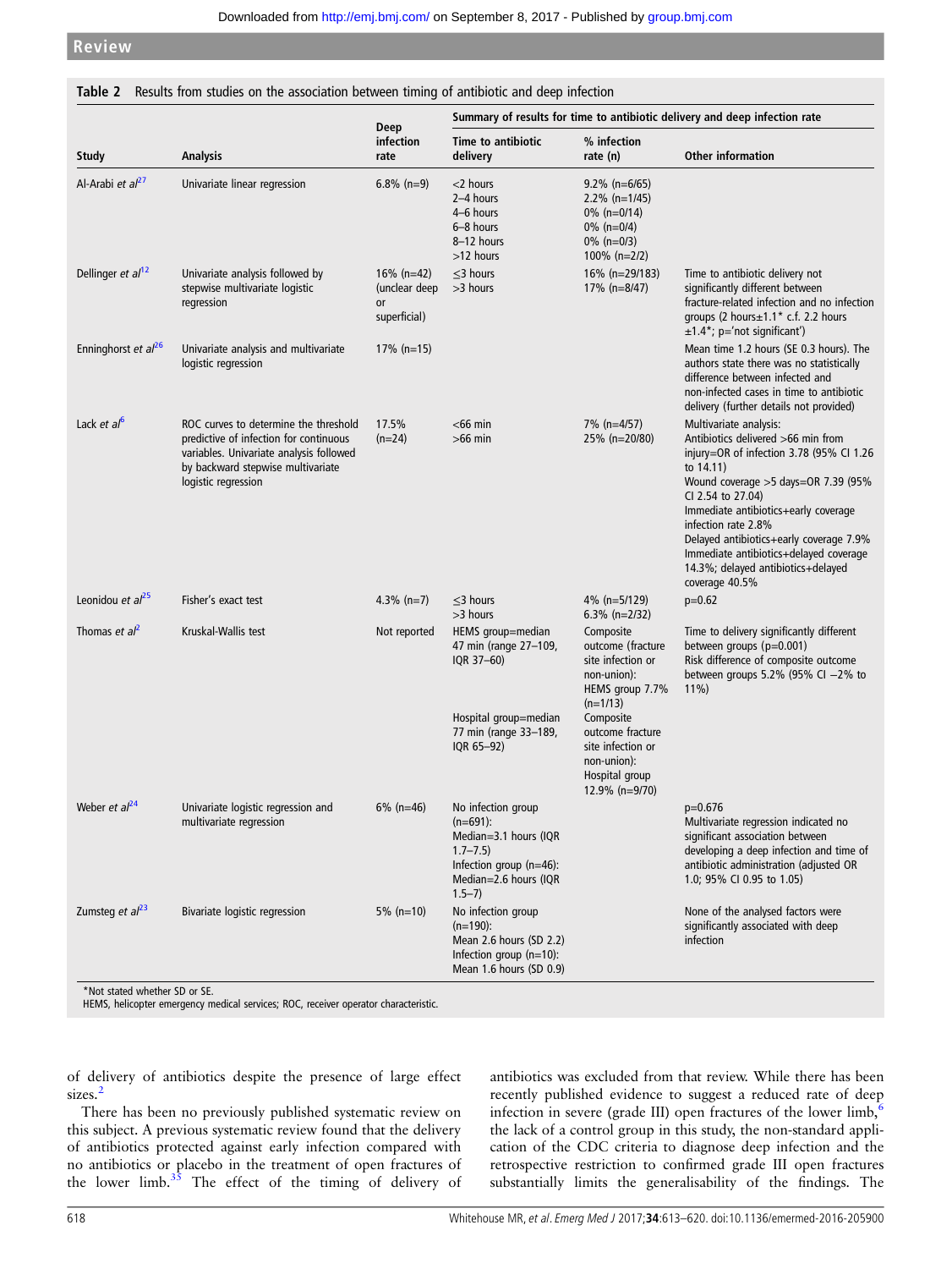**Table 2** Results from studies on the association between timing of antibiotic and deep infection

| Study | Analysis | Deep infection rate | Summary of results for time to antibiotic delivery and deep infection rate | | |
|---|---|---|---|---|---|
| | | | Time to antibiotic delivery | % infection rate (n) | Other information |
| Al-Arabi *et al*[27] | Univariate linear regression | 6.8% (n=9) | <2 hours<br>2–4 hours<br>4–6 hours<br>6–8 hours<br>8–12 hours<br>>12 hours | 9.2% (n=6/65)<br>2.2% (n=1/45)<br>0% (n=0/14)<br>0% (n=0/4)<br>0% (n=0/3)<br>100% (n=2/2) | |
| Dellinger *et al*[12] | Univariate analysis followed by stepwise multivariate logistic regression | 16% (n=42) (unclear deep or superficial) | ≤3 hours<br>>3 hours | 16% (n=29/183)<br>17% (n=8/47) | Time to antibiotic delivery not significantly different between fracture-related infection and no infection groups (2 hours±1.1* c.f. 2.2 hours ±1.4*; p='not significant') |
| Enninghorst *et al*[26] | Univariate analysis and multivariate logistic regression | 17% (n=15) | | | Mean time 1.2 hours (SE 0.3 hours). The authors state there was no statistically difference between infected and non-infected cases in time to antibiotic delivery (further details not provided) |
| Lack *et al*[6] | ROC curves to determine the threshold predictive of infection for continuous variables. Univariate analysis followed by backward stepwise multivariate logistic regression | 17.5% (n=24) | <66 min<br>>66 min | 7% (n=4/57)<br>25% (n=20/80) | Multivariate analysis:<br>Antibiotics delivered >66 min from injury=OR of infection 3.78 (95% CI 1.26 to 14.11)<br>Wound coverage >5 days=OR 7.39 (95% CI 2.54 to 27.04)<br>Immediate antibiotics+early coverage infection rate 2.8%<br>Delayed antibiotics+early coverage 7.9%<br>Immediate antibiotics+delayed coverage 14.3%; delayed antibiotics+delayed coverage 40.5% |
| Leonidou *et al*[25] | Fisher's exact test | 4.3% (n=7) | ≤3 hours<br>>3 hours | 4% (n=5/129)<br>6.3% (n=2/32) | p=0.62 |
| Thomas *et al*[2] | Kruskal-Wallis test | Not reported | HEMS group=median 47 min (range 27–109, IQR 37–60)<br><br>Hospital group=median 77 min (range 33–189, IQR 65–92) | Composite outcome (fracture site infection or non-union): HEMS group 7.7% (n=1/13)<br>Composite outcome fracture site infection or non-union): Hospital group 12.9% (n=9/70) | Time to delivery significantly different between groups (p=0.001)<br>Risk difference of composite outcome between groups 5.2% (95% CI −2% to 11%) |
| Weber *et al*[24] | Univariate logistic regression and multivariate regression | 6% (n=46) | No infection group (n=691): Median=3.1 hours (IQR 1.7–7.5)<br>Infection group (n=46): Median=2.6 hours (IQR 1.5–7) | | p=0.676<br>Multivariate regression indicated no significant association between developing a deep infection and time of antibiotic administration (adjusted OR 1.0; 95% CI 0.95 to 1.05) |
| Zumsteg *et al*[23] | Bivariate logistic regression | 5% (n=10) | No infection group (n=190): Mean 2.6 hours (SD 2.2)<br>Infection group (n=10): Mean 1.6 hours (SD 0.9) | | None of the analysed factors were significantly associated with deep infection |

*Not stated whether SD or SE.
HEMS, helicopter emergency medical services; ROC, receiver operator characteristic.

of delivery of antibiotics despite the presence of large effect sizes.[2]

There has been no previously published systematic review on this subject. A previous systematic review found that the delivery of antibiotics protected against early infection compared with no antibiotics or placebo in the treatment of open fractures of the lower limb.[35] The effect of the timing of delivery of antibiotics was excluded from that review. While there has been recently published evidence to suggest a reduced rate of deep infection in severe (grade III) open fractures of the lower limb,[6] the lack of a control group in this study, the non-standard application of the CDC criteria to diagnose deep infection and the retrospective restriction to confirmed grade III open fractures substantially limits the generalisability of the findings. The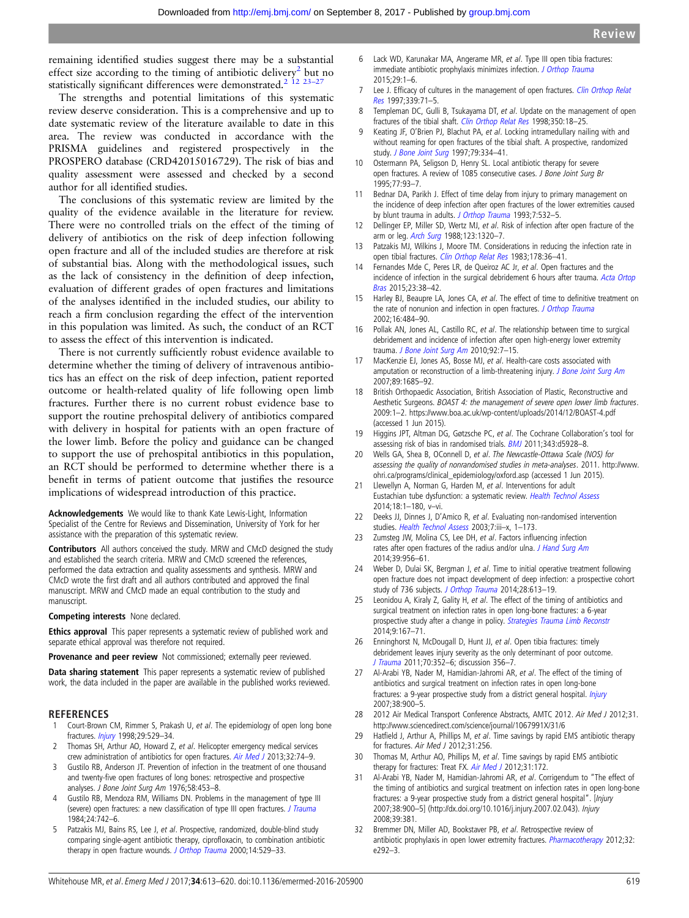remaining identified studies suggest there may be a substantial effect size according to the timing of antibiotic delivery[2] but no statistically significant differences were demonstrated.[2 12 23–27]

The strengths and potential limitations of this systematic review deserve consideration. This is a comprehensive and up to date systematic review of the literature available to date in this area. The review was conducted in accordance with the PRISMA guidelines and registered prospectively in the PROSPERO database (CRD42015016729). The risk of bias and quality assessment were assessed and checked by a second author for all identified studies.

The conclusions of this systematic review are limited by the quality of the evidence available in the literature for review. There were no controlled trials on the effect of the timing of delivery of antibiotics on the risk of deep infection following open fracture and all of the included studies are therefore at risk of substantial bias. Along with the methodological issues, such as the lack of consistency in the definition of deep infection, evaluation of different grades of open fractures and limitations of the analyses identified in the included studies, our ability to reach a firm conclusion regarding the effect of the intervention in this population was limited. As such, the conduct of an RCT to assess the effect of this intervention is indicated.

There is not currently sufficiently robust evidence available to determine whether the timing of delivery of intravenous antibiotics has an effect on the risk of deep infection, patient reported outcome or health-related quality of life following open limb fractures. Further there is no current robust evidence base to support the routine prehospital delivery of antibiotics compared with delivery in hospital for patients with an open fracture of the lower limb. Before the policy and guidance can be changed to support the use of prehospital antibiotics in this population, an RCT should be performed to determine whether there is a benefit in terms of patient outcome that justifies the resource implications of widespread introduction of this practice.

**Acknowledgements** We would like to thank Kate Lewis-Light, Information Specialist of the Centre for Reviews and Dissemination, University of York for her assistance with the preparation of this systematic review.

**Contributors** All authors conceived the study. MRW and CMcD designed the study and established the search criteria. MRW and CMcD screened the references, performed the data extraction and quality assessments and synthesis. MRW and CMcD wrote the first draft and all authors contributed and approved the final manuscript. MRW and CMcD made an equal contribution to the study and manuscript.

**Competing interests** None declared.

**Ethics approval** This paper represents a systematic review of published work and separate ethical approval was therefore not required.

**Provenance and peer review** Not commissioned; externally peer reviewed.

**Data sharing statement** This paper represents a systematic review of published work, the data included in the paper are available in the published works reviewed.

## REFERENCES

1. Court-Brown CM, Rimmer S, Prakash U, *et al*. The epidemiology of open long bone fractures. *Injury* 1998;29:529–34.
2. Thomas SH, Arthur AO, Howard Z, *et al*. Helicopter emergency medical services crew administration of antibiotics for open fractures. *Air Med J* 2013;32:74–9.
3. Gustilo RB, Anderson JT. Prevention of infection in the treatment of one thousand and twenty-five open fractures of long bones: retrospective and prospective analyses. *J Bone Joint Surg Am* 1976;58:453–8.
4. Gustilo RB, Mendoza RM, Williams DN. Problems in the management of type III (severe) open fractures: a new classification of type III open fractures. *J Trauma* 1984;24:742–6.
5. Patzakis MJ, Bains RS, Lee J, *et al*. Prospective, randomized, double-blind study comparing single-agent antibiotic therapy, ciprofloxacin, to combination antibiotic therapy in open fracture wounds. *J Orthop Trauma* 2000;14:529–33.
6. Lack WD, Karunakar MA, Angerame MR, *et al*. Type III open tibia fractures: immediate antibiotic prophylaxis minimizes infection. *J Orthop Trauma* 2015;29:1–6.
7. Lee J. Efficacy of cultures in the management of open fractures. *Clin Orthop Relat Res* 1997;339:71–5.
8. Templeman DC, Gulli B, Tsukayama DT, *et al*. Update on the management of open fractures of the tibial shaft. *Clin Orthop Relat Res* 1998;350:18–25.
9. Keating JF, O'Brien PJ, Blachut PA, *et al*. Locking intramedullary nailing with and without reaming for open fractures of the tibial shaft. A prospective, randomized study. *J Bone Joint Surg* 1997;79:334–41.
10. Ostermann PA, Seligson D, Henry SL. Local antibiotic therapy for severe open fractures. A review of 1085 consecutive cases. *J Bone Joint Surg Br* 1995;77:93–7.
11. Bednar DA, Parikh J. Effect of time delay from injury to primary management on the incidence of deep infection after open fractures of the lower extremities caused by blunt trauma in adults. *J Orthop Trauma* 1993;7:532–5.
12. Dellinger EP, Miller SD, Wertz MJ, *et al*. Risk of infection after open fracture of the arm or leg. *Arch Surg* 1988;123:1320–7.
13. Patzakis MJ, Wilkins J, Moore TM. Considerations in reducing the infection rate in open tibial fractures. *Clin Orthop Relat Res* 1983;178:36–41.
14. Fernandes Mde C, Peres LR, de Queiroz AC Jr, *et al*. Open fractures and the incidence of infection in the surgical debridement 6 hours after trauma. *Acta Ortop Bras* 2015;23:38–42.
15. Harley BJ, Beaupre LA, Jones CA, *et al*. The effect of time to definitive treatment on the rate of nonunion and infection in open fractures. *J Orthop Trauma* 2002;16:484–90.
16. Pollak AN, Jones AL, Castillo RC, *et al*. The relationship between time to surgical debridement and incidence of infection after open high-energy lower extremity trauma. *J Bone Joint Surg Am* 2010;92:7–15.
17. MacKenzie EJ, Jones AS, Bosse MJ, *et al*. Health-care costs associated with amputation or reconstruction of a limb-threatening injury. *J Bone Joint Surg Am* 2007;89:1685–92.
18. British Orthopaedic Association, British Association of Plastic, Reconstructive and Aesthetic Surgeons. *BOAST 4: the management of severe open lower limb fractures*. 2009:1–2. https://www.boa.ac.uk/wp-content/uploads/2014/12/BOAST-4.pdf (accessed 1 Jun 2015).
19. Higgins JPT, Altman DG, Gøtzsche PC, *et al*. The Cochrane Collaboration's tool for assessing risk of bias in randomised trials. *BMJ* 2011;343:d5928–8.
20. Wells GA, Shea B, OConnell D, *et al*. *The Newcastle-Ottawa Scale (NOS) for assessing the quality of nonrandomised studies in meta-analyses*. 2011. http://www.ohri.ca/programs/clinical_epidemiology/oxford.asp (accessed 1 Jun 2015).
21. Llewellyn A, Norman G, Harden M, *et al*. Interventions for adult Eustachian tube dysfunction: a systematic review. *Health Technol Assess* 2014;18:1–180, v–vi.
22. Deeks JJ, Dinnes J, D'Amico R, *et al*. Evaluating non-randomised intervention studies. *Health Technol Assess* 2003;7:iii–x, 1–173.
23. Zumsteg JW, Molina CS, Lee DH, *et al*. Factors influencing infection rates after open fractures of the radius and/or ulna. *J Hand Surg Am* 2014;39:956–61.
24. Weber D, Dulai SK, Bergman J, *et al*. Time to initial operative treatment following open fracture does not impact development of deep infection: a prospective cohort study of 736 subjects. *J Orthop Trauma* 2014;28:613–19.
25. Leonidou A, Kiraly Z, Gality H, *et al*. The effect of the timing of antibiotics and surgical treatment on infection rates in open long-bone fractures: a 6-year prospective study after a change in policy. *Strategies Trauma Limb Reconstr* 2014;9:167–71.
26. Enninghorst N, McDougall D, Hunt JJ, *et al*. Open tibia fractures: timely debridement leaves injury severity as the only determinant of poor outcome. *J Trauma* 2011;70:352–6; discussion 356–7.
27. Al-Arabi YB, Nader M, Hamidian-Jahromi AR, *et al*. The effect of the timing of antibiotics and surgical treatment on infection rates in open long-bone fractures: a 9-year prospective study from a district general hospital. *Injury* 2007;38:900–5.
28. 2012 Air Medical Transport Conference Abstracts, AMTC 2012. *Air Med J* 2012;31. http://www.sciencedirect.com/science/journal/1067991X/31/6
29. Hatfield J, Arthur A, Phillips M, *et al*. Time savings by rapid EMS antibiotic therapy for fractures. *Air Med J* 2012;31:256.
30. Thomas M, Arthur AO, Phillips M, *et al*. Time savings by rapid EMS antibiotic therapy for fractures: Treat FX. *Air Med J* 2012;31:172.
31. Al-Arabi YB, Nader M, Hamidian-Jahromi AR, *et al*. Corrigendum to "The effect of the timing of antibiotics and surgical treatment on infection rates in open long-bone fractures: a 9-year prospective study from a district general hospital". [*Injury* 2007;38:900–5] (http://dx.doi.org/10.1016/j.injury.2007.02.043). *Injury* 2008;39:381.
32. Bremmer DN, Miller AD, Bookstaver PB, *et al*. Retrospective review of antibiotic prophylaxis in open lower extremity fractures. *Pharmacotherapy* 2012;32:e292–3.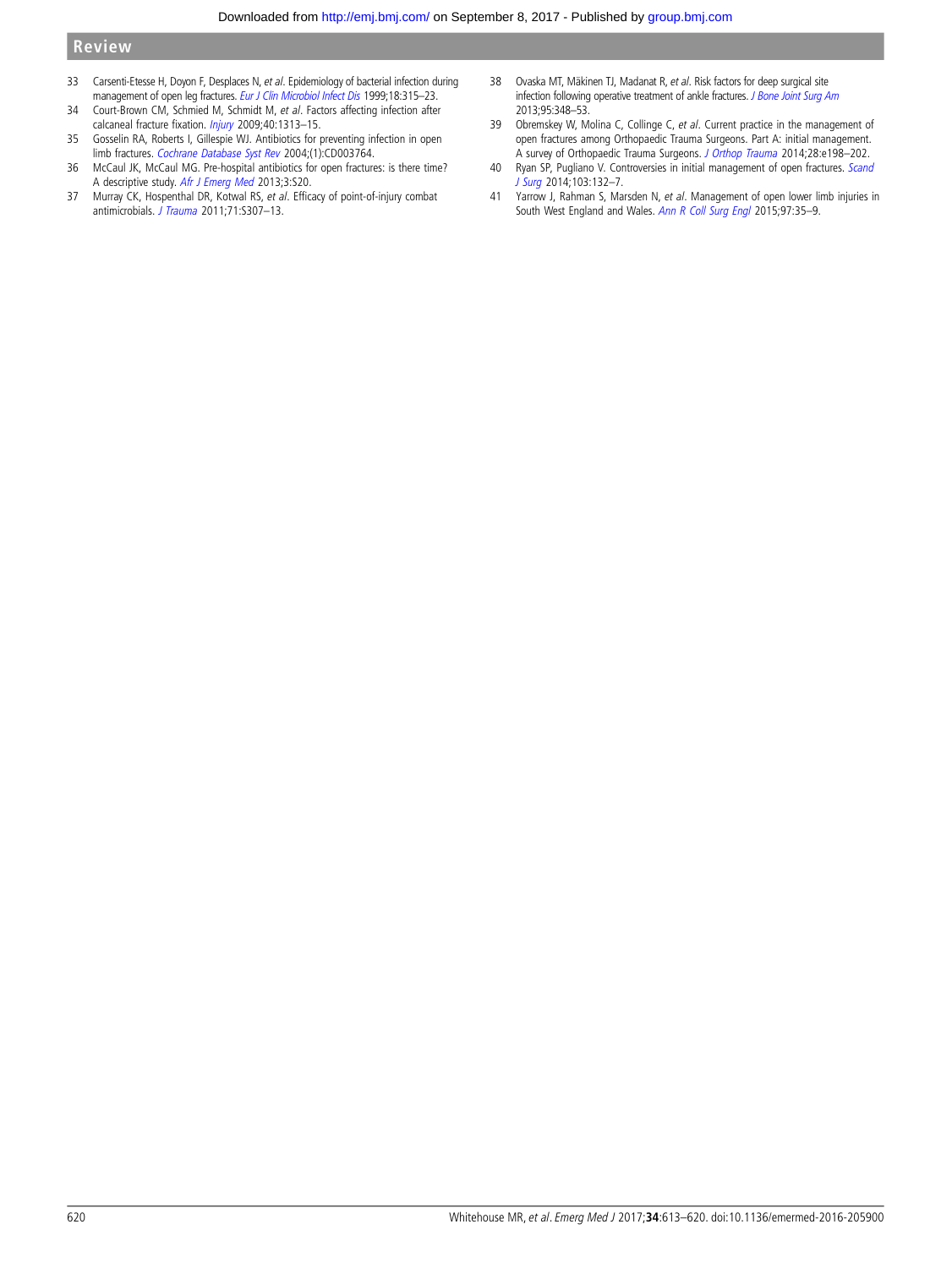33 Carsenti-Etesse H, Doyon F, Desplaces N, *et al*. Epidemiology of bacterial infection during management of open leg fractures. *Eur J Clin Microbiol Infect Dis* 1999;18:315–23.

34 Court-Brown CM, Schmied M, Schmidt M, *et al*. Factors affecting infection after calcaneal fracture fixation. *Injury* 2009;40:1313–15.

35 Gosselin RA, Roberts I, Gillespie WJ. Antibiotics for preventing infection in open limb fractures. *Cochrane Database Syst Rev* 2004;(1):CD003764.

36 McCaul JK, McCaul MG. Pre-hospital antibiotics for open fractures: is there time? A descriptive study. *Afr J Emerg Med* 2013;3:S20.

37 Murray CK, Hospenthal DR, Kotwal RS, *et al*. Efficacy of point-of-injury combat antimicrobials. *J Trauma* 2011;71:S307–13.

38 Ovaska MT, Mäkinen TJ, Madanat R, *et al*. Risk factors for deep surgical site infection following operative treatment of ankle fractures. *J Bone Joint Surg Am* 2013;95:348–53.

39 Obremskey W, Molina C, Collinge C, *et al*. Current practice in the management of open fractures among Orthopaedic Trauma Surgeons. Part A: initial management. A survey of Orthopaedic Trauma Surgeons. *J Orthop Trauma* 2014;28:e198–202.

40 Ryan SP, Pugliano V. Controversies in initial management of open fractures. *Scand J Surg* 2014;103:132–7.

41 Yarrow J, Rahman S, Marsden N, *et al*. Management of open lower limb injuries in South West England and Wales. *Ann R Coll Surg Engl* 2015;97:35–9.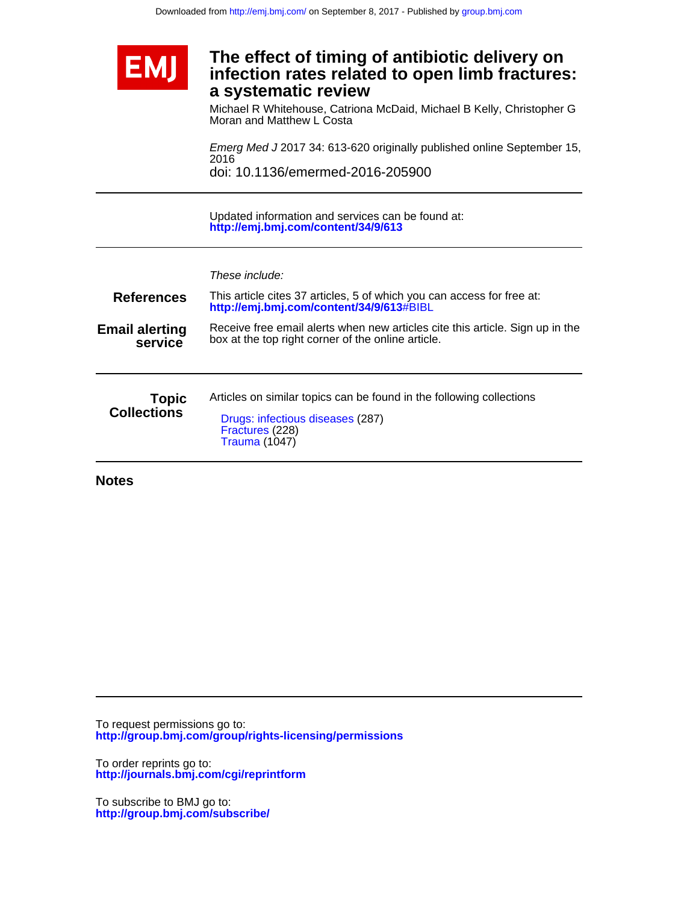EMJ

# The effect of timing of antibiotic delivery on infection rates related to open limb fractures: a systematic review

Michael R Whitehouse, Catriona McDaid, Michael B Kelly, Christopher G Moran and Matthew L Costa

*Emerg Med J* 2017 34: 613-620 originally published online September 15, 2016
doi: 10.1136/emermed-2016-205900

---

Updated information and services can be found at:
**http://emj.bmj.com/content/34/9/613**

---

*These include:*

**References**

This article cites 37 articles, 5 of which you can access for free at:
**http://emj.bmj.com/content/34/9/613**#BIBL

**Email alerting service**

Receive free email alerts when new articles cite this article. Sign up in the box at the top right corner of the online article.

---

**Topic Collections**

Articles on similar topics can be found in the following collections

- Drugs: infectious diseases (287)
- Fractures (228)
- Trauma (1047)

---

## Notes

---

To request permissions go to:
**http://group.bmj.com/group/rights-licensing/permissions**

To order reprints go to:
**http://journals.bmj.com/cgi/reprintform**

To subscribe to BMJ go to:
**http://group.bmj.com/subscribe/**